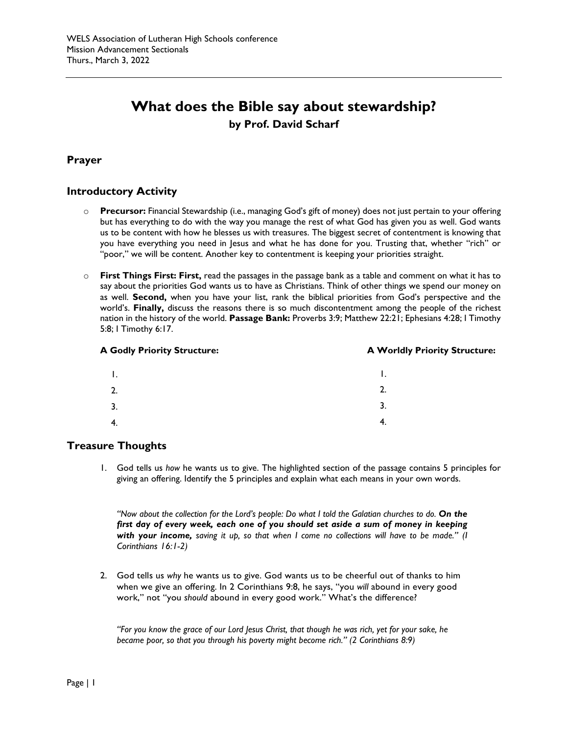WELS Association of Lutheran High Schools conference
Mission Advancement Sectionals
Thurs., March 3, 2022

# What does the Bible say about stewardship?

**by Prof. David Scharf**

## Prayer

## Introductory Activity

- **Precursor:** Financial Stewardship (i.e., managing God's gift of money) does not just pertain to your offering but has everything to do with the way you manage the rest of what God has given you as well. God wants us to be content with how he blesses us with treasures. The biggest secret of contentment is knowing that you have everything you need in Jesus and what he has done for you. Trusting that, whether "rich" or "poor," we will be content. Another key to contentment is keeping your priorities straight.

- **First Things First: First,** read the passages in the passage bank as a table and comment on what it has to say about the priorities God wants us to have as Christians. Think of other things we spend our money on as well. **Second,** when you have your list, rank the biblical priorities from God's perspective and the world's. **Finally,** discuss the reasons there is so much discontentment among the people of the richest nation in the history of the world. **Passage Bank:** Proverbs 3:9; Matthew 22:21; Ephesians 4:28; I Timothy 5:8; I Timothy 6:17.

| A Godly Priority Structure: | A Worldly Priority Structure: |
|---|---|
| 1. | 1. |
| 2. | 2. |
| 3. | 3. |
| 4. | 4. |

## Treasure Thoughts

1. God tells us *how* he wants us to give. The highlighted section of the passage contains 5 principles for giving an offering. Identify the 5 principles and explain what each means in your own words.

   *"Now about the collection for the Lord's people: Do what I told the Galatian churches to do.* ***On the first day of every week, each one of you should set aside a sum of money in keeping with your income,*** *saving it up, so that when I come no collections will have to be made." (I Corinthians 16:1-2)*

2. God tells us *why* he wants us to give. God wants us to be cheerful out of thanks to him when we give an offering. In 2 Corinthians 9:8, he says, "you *will* abound in every good work," not "you *should* abound in every good work." What's the difference?

   *"For you know the grace of our Lord Jesus Christ, that though he was rich, yet for your sake, he became poor, so that you through his poverty might become rich." (2 Corinthians 8:9)*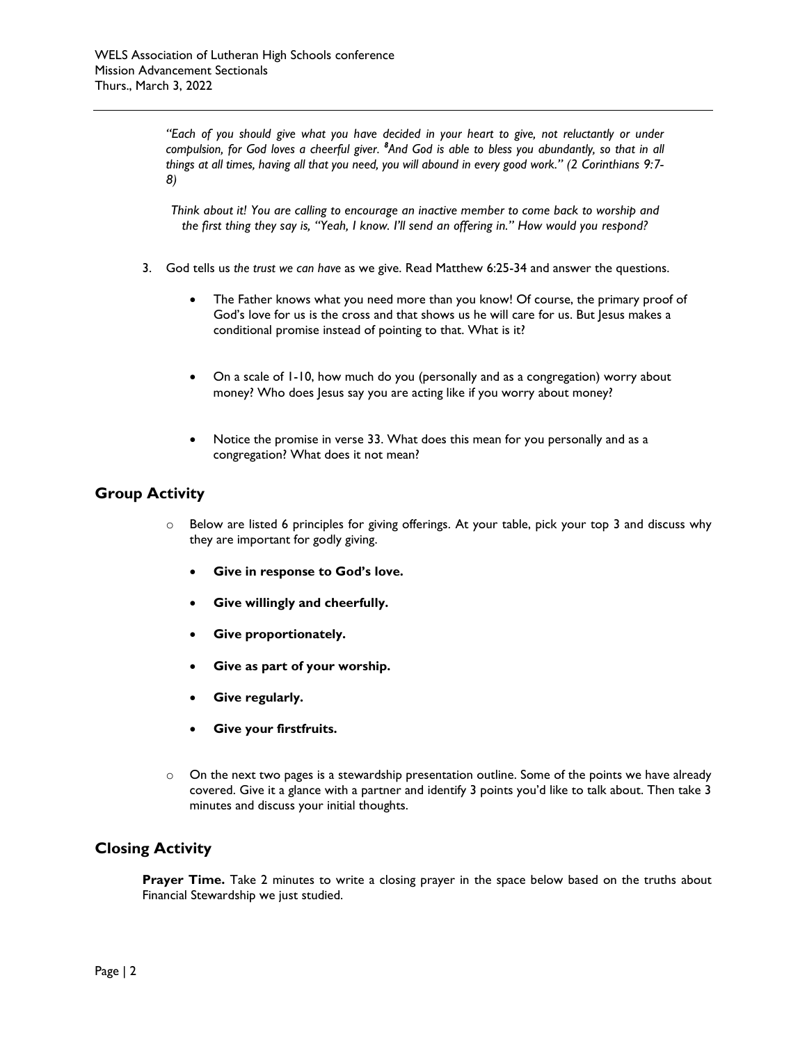*"Each of you should give what you have decided in your heart to give, not reluctantly or under compulsion, for God loves a cheerful giver. [8]And God is able to bless you abundantly, so that in all things at all times, having all that you need, you will abound in every good work." (2 Corinthians 9:7-8)*

*Think about it! You are calling to encourage an inactive member to come back to worship and the first thing they say is, "Yeah, I know. I'll send an offering in." How would you respond?*

3. God tells us *the trust we can have* as we give. Read Matthew 6:25-34 and answer the questions.

   - The Father knows what you need more than you know! Of course, the primary proof of God's love for us is the cross and that shows us he will care for us. But Jesus makes a conditional promise instead of pointing to that. What is it?

   - On a scale of 1-10, how much do you (personally and as a congregation) worry about money? Who does Jesus say you are acting like if you worry about money?

   - Notice the promise in verse 33. What does this mean for you personally and as a congregation? What does it not mean?

## Group Activity

- Below are listed 6 principles for giving offerings. At your table, pick your top 3 and discuss why they are important for godly giving.

  - **Give in response to God's love.**
  - **Give willingly and cheerfully.**
  - **Give proportionately.**
  - **Give as part of your worship.**
  - **Give regularly.**
  - **Give your firstfruits.**

- On the next two pages is a stewardship presentation outline. Some of the points we have already covered. Give it a glance with a partner and identify 3 points you'd like to talk about. Then take 3 minutes and discuss your initial thoughts.

## Closing Activity

**Prayer Time.** Take 2 minutes to write a closing prayer in the space below based on the truths about Financial Stewardship we just studied.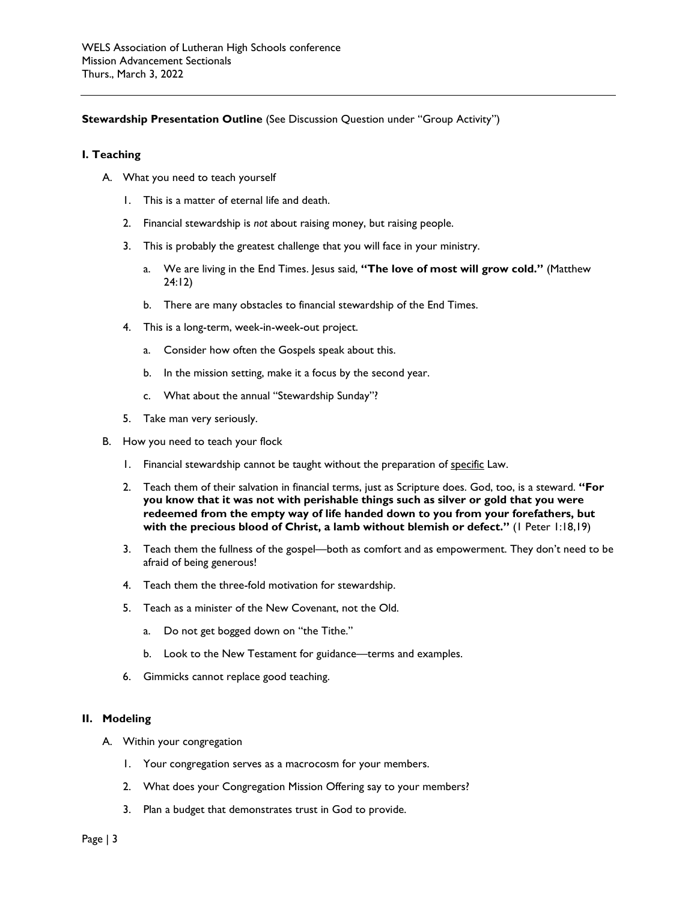WELS Association of Lutheran High Schools conference
Mission Advancement Sectionals
Thurs., March 3, 2022

**Stewardship Presentation Outline** (See Discussion Question under "Group Activity")

## I. Teaching

A. What you need to teach yourself

1. This is a matter of eternal life and death.
2. Financial stewardship is *not* about raising money, but raising people.
3. This is probably the greatest challenge that you will face in your ministry.
   a. We are living in the End Times. Jesus said, **"The love of most will grow cold."** (Matthew 24:12)
   b. There are many obstacles to financial stewardship of the End Times.
4. This is a long-term, week-in-week-out project.
   a. Consider how often the Gospels speak about this.
   b. In the mission setting, make it a focus by the second year.
   c. What about the annual "Stewardship Sunday"?
5. Take man very seriously.

B. How you need to teach your flock

1. Financial stewardship cannot be taught without the preparation of <u>specific</u> Law.
2. Teach them of their salvation in financial terms, just as Scripture does. God, too, is a steward. **"For you know that it was not with perishable things such as silver or gold that you were redeemed from the empty way of life handed down to you from your forefathers, but with the precious blood of Christ, a lamb without blemish or defect."** (1 Peter 1:18,19)
3. Teach them the fullness of the gospel—both as comfort and as empowerment. They don't need to be afraid of being generous!
4. Teach them the three-fold motivation for stewardship.
5. Teach as a minister of the New Covenant, not the Old.
   a. Do not get bogged down on "the Tithe."
   b. Look to the New Testament for guidance—terms and examples.
6. Gimmicks cannot replace good teaching.

## II. Modeling

A. Within your congregation

1. Your congregation serves as a macrocosm for your members.
2. What does your Congregation Mission Offering say to your members?
3. Plan a budget that demonstrates trust in God to provide.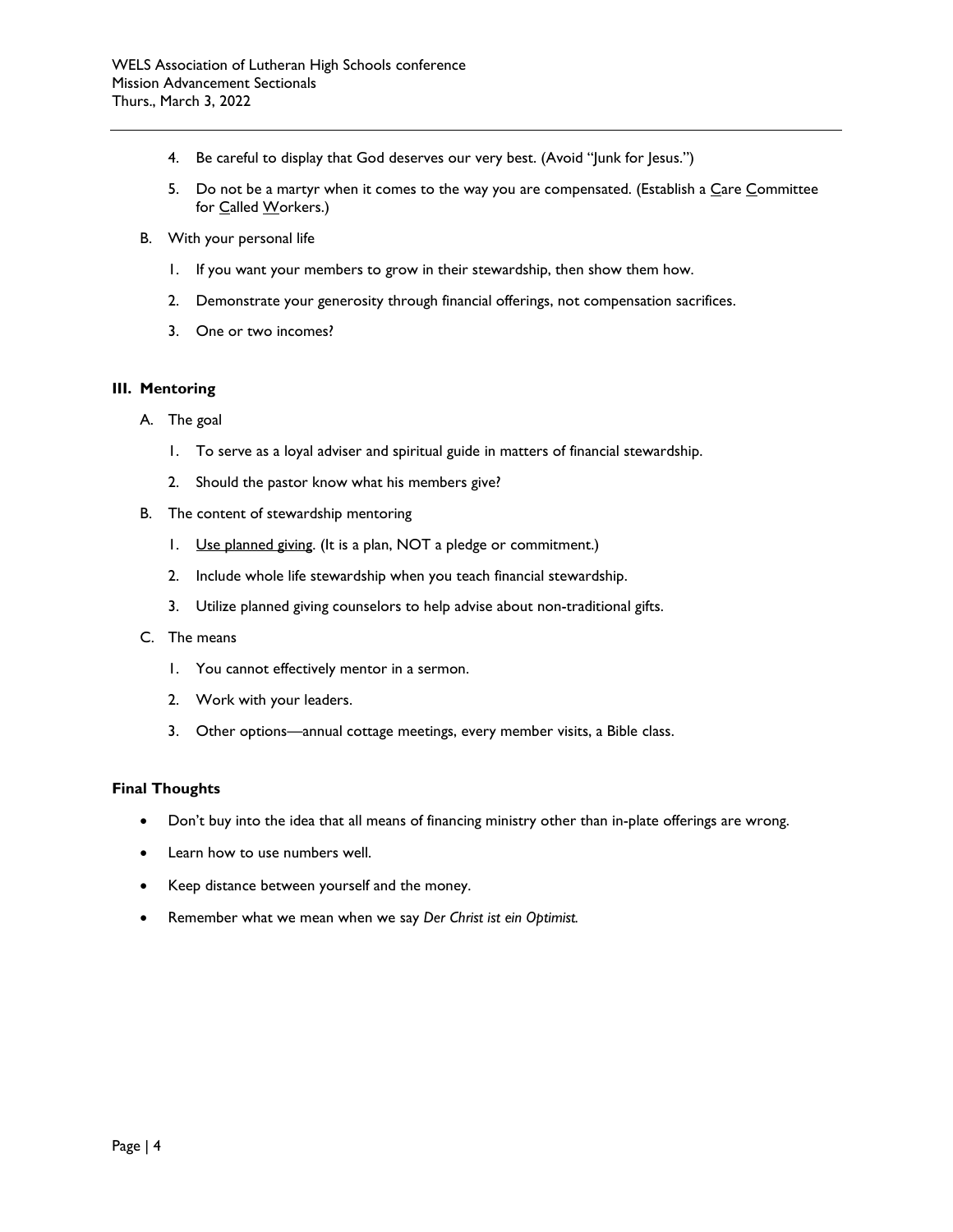4. Be careful to display that God deserves our very best. (Avoid "Junk for Jesus.")

5. Do not be a martyr when it comes to the way you are compensated. (Establish a <u>C</u>are <u>C</u>ommittee for <u>C</u>alled <u>W</u>orkers.)

B. With your personal life

1. If you want your members to grow in their stewardship, then show them how.

2. Demonstrate your generosity through financial offerings, not compensation sacrifices.

3. One or two incomes?

**III. Mentoring**

A. The goal

1. To serve as a loyal adviser and spiritual guide in matters of financial stewardship.

2. Should the pastor know what his members give?

B. The content of stewardship mentoring

1. <u>Use planned giving</u>. (It is a plan, NOT a pledge or commitment.)

2. Include whole life stewardship when you teach financial stewardship.

3. Utilize planned giving counselors to help advise about non-traditional gifts.

C. The means

1. You cannot effectively mentor in a sermon.

2. Work with your leaders.

3. Other options—annual cottage meetings, every member visits, a Bible class.

**Final Thoughts**

- Don't buy into the idea that all means of financing ministry other than in-plate offerings are wrong.
- Learn how to use numbers well.
- Keep distance between yourself and the money.
- Remember what we mean when we say *Der Christ ist ein Optimist.*